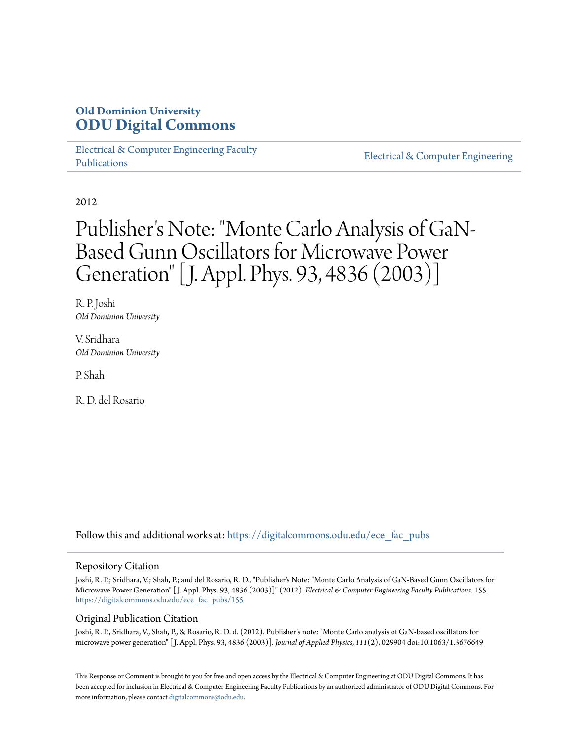**Old Dominion University**
**ODU Digital Commons**

Electrical & Computer Engineering Faculty Publications

Electrical & Computer Engineering

2012

# Publisher's Note: "Monte Carlo Analysis of GaN-Based Gunn Oscillators for Microwave Power Generation" [J. Appl. Phys. 93, 4836 (2003)]

R. P. Joshi
*Old Dominion University*

V. Sridhara
*Old Dominion University*

P. Shah

R. D. del Rosario

Follow this and additional works at: https://digitalcommons.odu.edu/ece_fac_pubs

## Repository Citation

Joshi, R. P.; Sridhara, V.; Shah, P.; and del Rosario, R. D., "Publisher's Note: "Monte Carlo Analysis of GaN-Based Gunn Oscillators for Microwave Power Generation" [J. Appl. Phys. 93, 4836 (2003)]" (2012). *Electrical & Computer Engineering Faculty Publications*. 155.
https://digitalcommons.odu.edu/ece_fac_pubs/155

## Original Publication Citation

Joshi, R. P., Sridhara, V., Shah, P., & Rosario, R. D. d. (2012). Publisher's note: "Monte Carlo analysis of GaN-based oscillators for microwave power generation" [J. Appl. Phys. 93, 4836 (2003)]. *Journal of Applied Physics, 111*(2), 029904 doi:10.1063/1.3676649

This Response or Comment is brought to you for free and open access by the Electrical & Computer Engineering at ODU Digital Commons. It has been accepted for inclusion in Electrical & Computer Engineering Faculty Publications by an authorized administrator of ODU Digital Commons. For more information, please contact digitalcommons@odu.edu.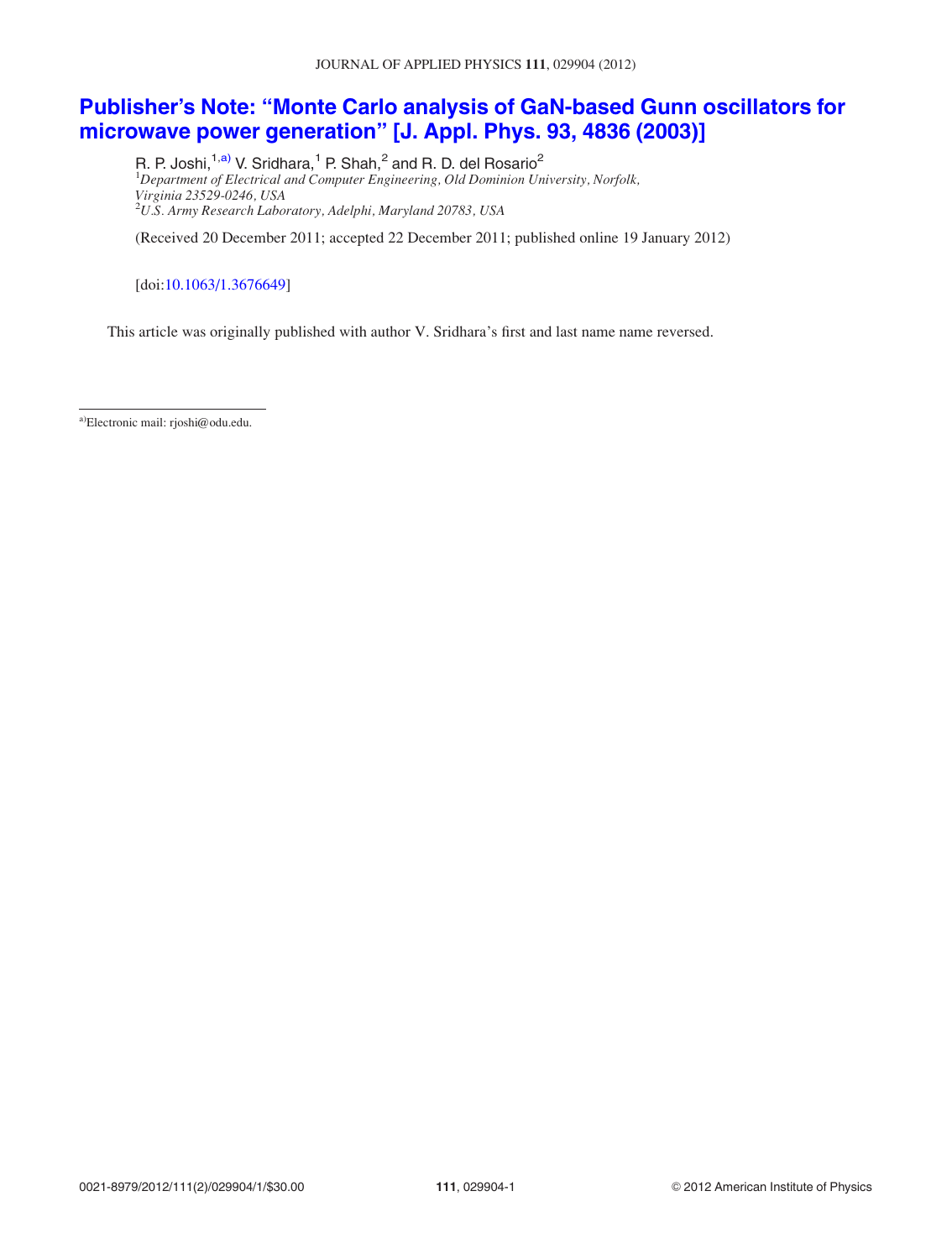# Publisher's Note: "Monte Carlo analysis of GaN-based Gunn oscillators for microwave power generation" [J. Appl. Phys. 93, 4836 (2003)]

R. P. Joshi,[1,a)] V. Sridhara,[1] P. Shah,[2] and R. D. del Rosario[2]

[1]*Department of Electrical and Computer Engineering, Old Dominion University, Norfolk, Virginia 23529-0246, USA*
[2]*U.S. Army Research Laboratory, Adelphi, Maryland 20783, USA*

(Received 20 December 2011; accepted 22 December 2011; published online 19 January 2012)

[doi:10.1063/1.3676649]

This article was originally published with author V. Sridhara's first and last name name reversed.

[a)]Electronic mail: rjoshi@odu.edu.